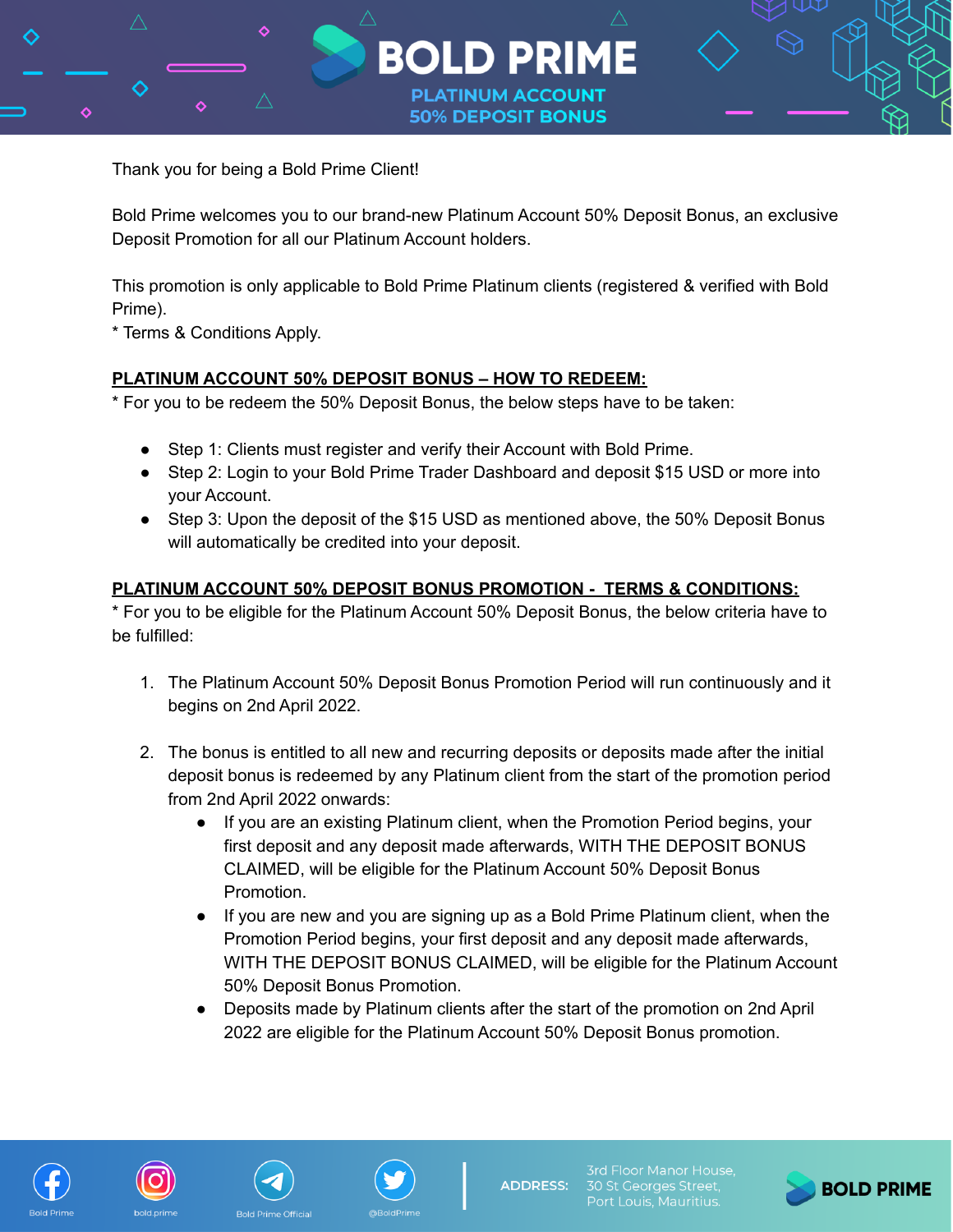# BOLD PRIME

## PLATINUM ACCOUNT 50% DEPOSIT BONUS

Thank you for being a Bold Prime Client!

Bold Prime welcomes you to our brand-new Platinum Account 50% Deposit Bonus, an exclusive Deposit Promotion for all our Platinum Account holders.

This promotion is only applicable to Bold Prime Platinum clients (registered & verified with Bold Prime).
* Terms & Conditions Apply.

**PLATINUM ACCOUNT 50% DEPOSIT BONUS – HOW TO REDEEM:**

* For you to be redeem the 50% Deposit Bonus, the below steps have to be taken:

- Step 1: Clients must register and verify their Account with Bold Prime.
- Step 2: Login to your Bold Prime Trader Dashboard and deposit $15 USD or more into your Account.
- Step 3: Upon the deposit of the $15 USD as mentioned above, the 50% Deposit Bonus will automatically be credited into your deposit.

**PLATINUM ACCOUNT 50% DEPOSIT BONUS PROMOTION - TERMS & CONDITIONS:**

* For you to be eligible for the Platinum Account 50% Deposit Bonus, the below criteria have to be fulfilled:

1. The Platinum Account 50% Deposit Bonus Promotion Period will run continuously and it begins on 2nd April 2022.

2. The bonus is entitled to all new and recurring deposits or deposits made after the initial deposit bonus is redeemed by any Platinum client from the start of the promotion period from 2nd April 2022 onwards:
   - If you are an existing Platinum client, when the Promotion Period begins, your first deposit and any deposit made afterwards, WITH THE DEPOSIT BONUS CLAIMED, will be eligible for the Platinum Account 50% Deposit Bonus Promotion.
   - If you are new and you are signing up as a Bold Prime Platinum client, when the Promotion Period begins, your first deposit and any deposit made afterwards, WITH THE DEPOSIT BONUS CLAIMED, will be eligible for the Platinum Account 50% Deposit Bonus Promotion.
   - Deposits made by Platinum clients after the start of the promotion on 2nd April 2022 are eligible for the Platinum Account 50% Deposit Bonus promotion.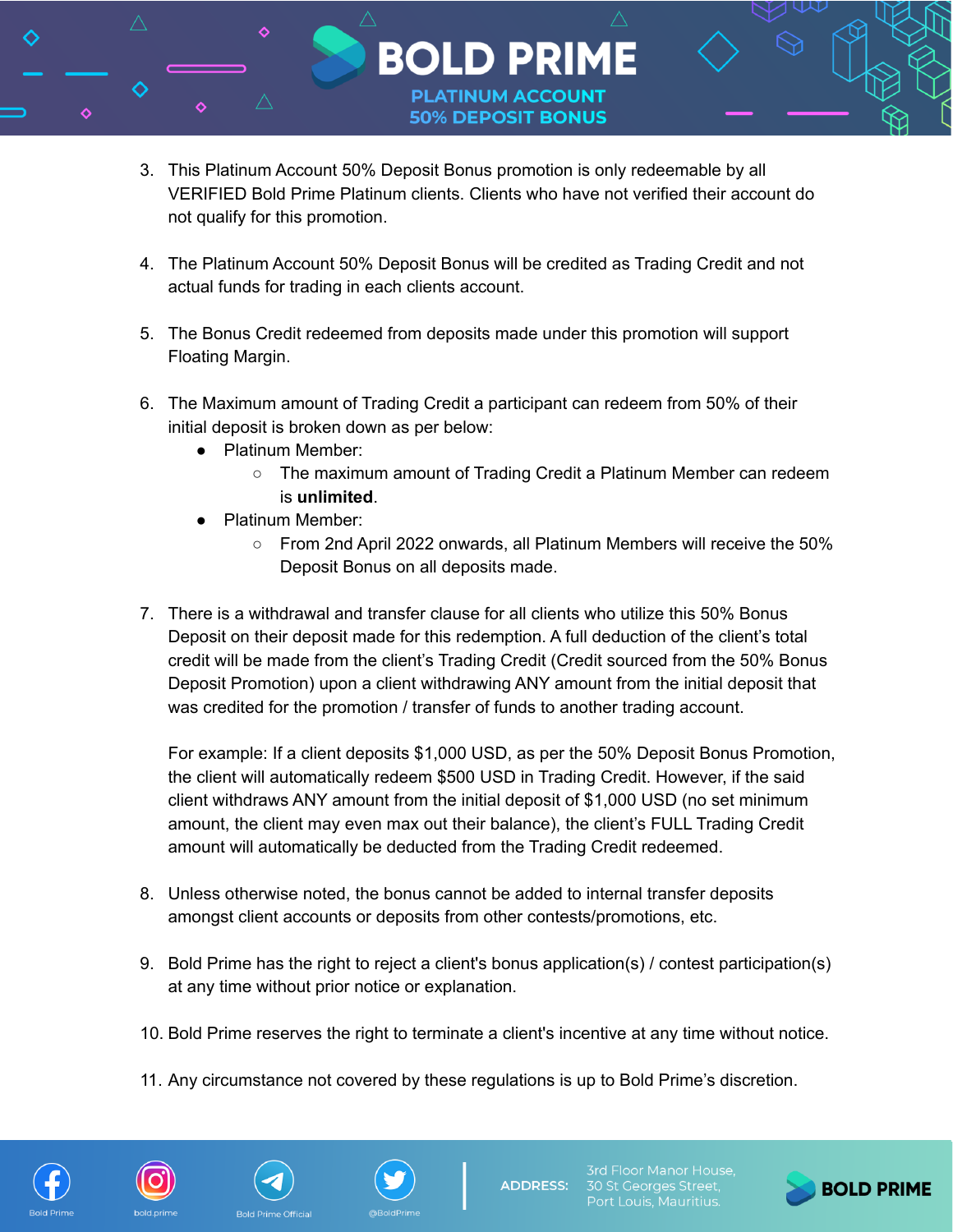3. This Platinum Account 50% Deposit Bonus promotion is only redeemable by all VERIFIED Bold Prime Platinum clients. Clients who have not verified their account do not qualify for this promotion.

4. The Platinum Account 50% Deposit Bonus will be credited as Trading Credit and not actual funds for trading in each clients account.

5. The Bonus Credit redeemed from deposits made under this promotion will support Floating Margin.

6. The Maximum amount of Trading Credit a participant can redeem from 50% of their initial deposit is broken down as per below:
   - Platinum Member:
     - The maximum amount of Trading Credit a Platinum Member can redeem is **unlimited**.
   - Platinum Member:
     - From 2nd April 2022 onwards, all Platinum Members will receive the 50% Deposit Bonus on all deposits made.

7. There is a withdrawal and transfer clause for all clients who utilize this 50% Bonus Deposit on their deposit made for this redemption. A full deduction of the client's total credit will be made from the client's Trading Credit (Credit sourced from the 50% Bonus Deposit Promotion) upon a client withdrawing ANY amount from the initial deposit that was credited for the promotion / transfer of funds to another trading account.

   For example: If a client deposits $1,000 USD, as per the 50% Deposit Bonus Promotion, the client will automatically redeem $500 USD in Trading Credit. However, if the said client withdraws ANY amount from the initial deposit of $1,000 USD (no set minimum amount, the client may even max out their balance), the client's FULL Trading Credit amount will automatically be deducted from the Trading Credit redeemed.

8. Unless otherwise noted, the bonus cannot be added to internal transfer deposits amongst client accounts or deposits from other contests/promotions, etc.

9. Bold Prime has the right to reject a client's bonus application(s) / contest participation(s) at any time without prior notice or explanation.

10. Bold Prime reserves the right to terminate a client's incentive at any time without notice.

11. Any circumstance not covered by these regulations is up to Bold Prime's discretion.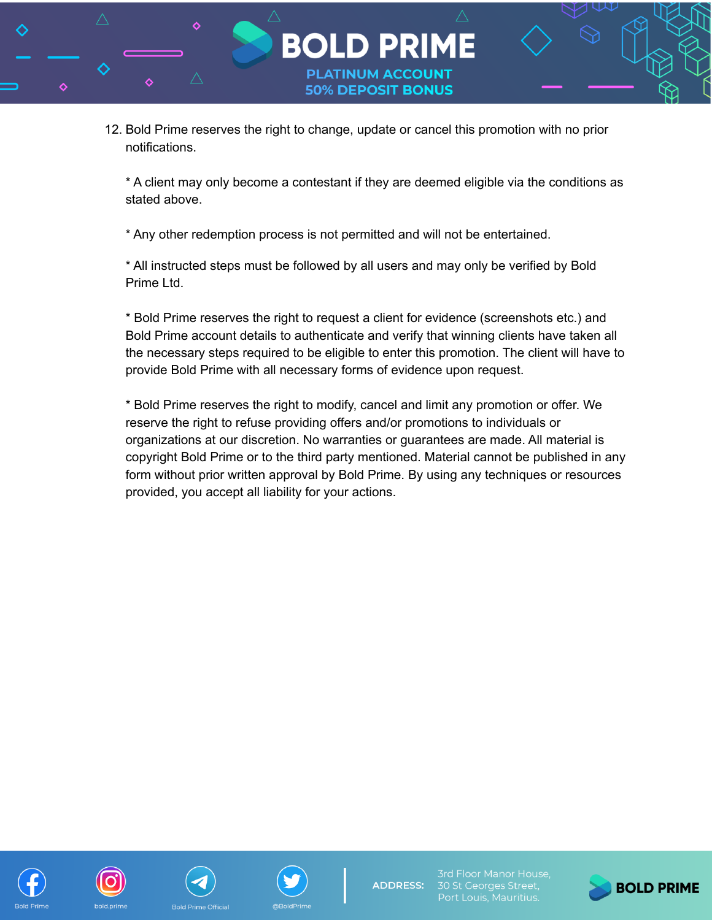12. Bold Prime reserves the right to change, update or cancel this promotion with no prior notifications.

    * A client may only become a contestant if they are deemed eligible via the conditions as stated above.

    * Any other redemption process is not permitted and will not be entertained.

    * All instructed steps must be followed by all users and may only be verified by Bold Prime Ltd.

    * Bold Prime reserves the right to request a client for evidence (screenshots etc.) and Bold Prime account details to authenticate and verify that winning clients have taken all the necessary steps required to be eligible to enter this promotion. The client will have to provide Bold Prime with all necessary forms of evidence upon request.

    * Bold Prime reserves the right to modify, cancel and limit any promotion or offer. We reserve the right to refuse providing offers and/or promotions to individuals or organizations at our discretion. No warranties or guarantees are made. All material is copyright Bold Prime or to the third party mentioned. Material cannot be published in any form without prior written approval by Bold Prime. By using any techniques or resources provided, you accept all liability for your actions.